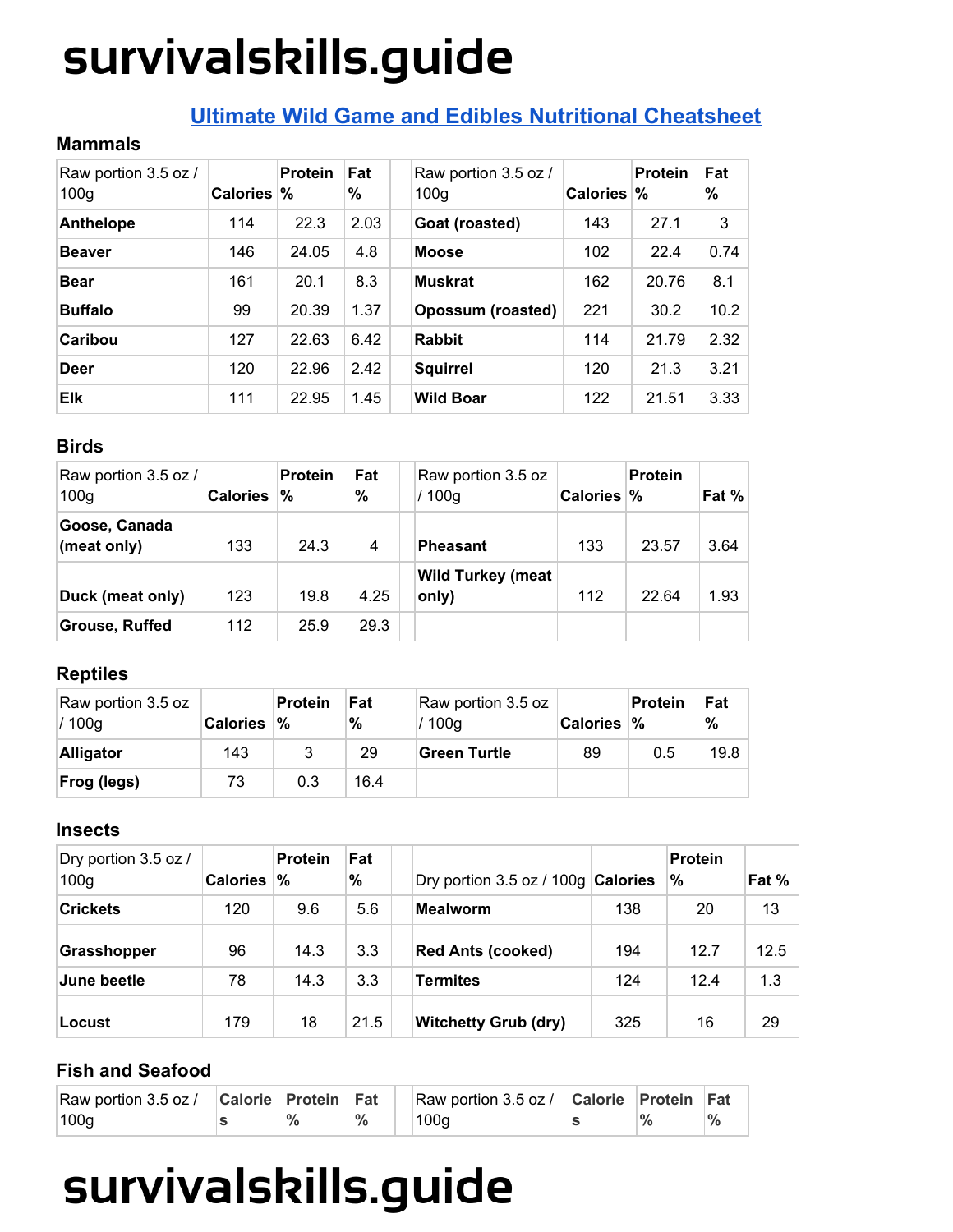## Ultimate Wild Game and Edibles Nutritional Cheatsheet

### Mammals

| Raw portion 3.5 oz / 100g | Calories | Protein % | Fat % | | Raw portion 3.5 oz / 100g | Calories | Protein % | Fat % |
|---|---|---|---|---|---|---|---|---|
| **Anthelope** | 114 | 22.3 | 2.03 | | **Goat (roasted)** | 143 | 27.1 | 3 |
| **Beaver** | 146 | 24.05 | 4.8 | | **Moose** | 102 | 22.4 | 0.74 |
| **Bear** | 161 | 20.1 | 8.3 | | **Muskrat** | 162 | 20.76 | 8.1 |
| **Buffalo** | 99 | 20.39 | 1.37 | | **Opossum (roasted)** | 221 | 30.2 | 10.2 |
| **Caribou** | 127 | 22.63 | 6.42 | | **Rabbit** | 114 | 21.79 | 2.32 |
| **Deer** | 120 | 22.96 | 2.42 | | **Squirrel** | 120 | 21.3 | 3.21 |
| **Elk** | 111 | 22.95 | 1.45 | | **Wild Boar** | 122 | 21.51 | 3.33 |

### Birds

| Raw portion 3.5 oz / 100g | Calories | Protein % | Fat % | | Raw portion 3.5 oz / 100g | Calories | Protein % | Fat % |
|---|---|---|---|---|---|---|---|---|
| **Goose, Canada (meat only)** | 133 | 24.3 | 4 | | **Pheasant** | 133 | 23.57 | 3.64 |
| **Duck (meat only)** | 123 | 19.8 | 4.25 | | **Wild Turkey (meat only)** | 112 | 22.64 | 1.93 |
| **Grouse, Ruffed** | 112 | 25.9 | 29.3 | | | | | |

### Reptiles

| Raw portion 3.5 oz / 100g | Calories | Protein % | Fat % | | Raw portion 3.5 oz / 100g | Calories | Protein % | Fat % |
|---|---|---|---|---|---|---|---|---|
| **Alligator** | 143 | 3 | 29 | | **Green Turtle** | 89 | 0.5 | 19.8 |
| **Frog (legs)** | 73 | 0.3 | 16.4 | | | | | |

### Insects

| Dry portion 3.5 oz / 100g | Calories | Protein % | Fat % | | Dry portion 3.5 oz / 100g | Calories | Protein % | Fat % |
|---|---|---|---|---|---|---|---|---|
| **Crickets** | 120 | 9.6 | 5.6 | | **Mealworm** | 138 | 20 | 13 |
| **Grasshopper** | 96 | 14.3 | 3.3 | | **Red Ants (cooked)** | 194 | 12.7 | 12.5 |
| **June beetle** | 78 | 14.3 | 3.3 | | **Termites** | 124 | 12.4 | 1.3 |
| **Locust** | 179 | 18 | 21.5 | | **Witchetty Grub (dry)** | 325 | 16 | 29 |

### Fish and Seafood

| Raw portion 3.5 oz / 100g | Calories | Protein % | Fat % | | Raw portion 3.5 oz / 100g | Calories | Protein % | Fat % |
|---|---|---|---|---|---|---|---|---|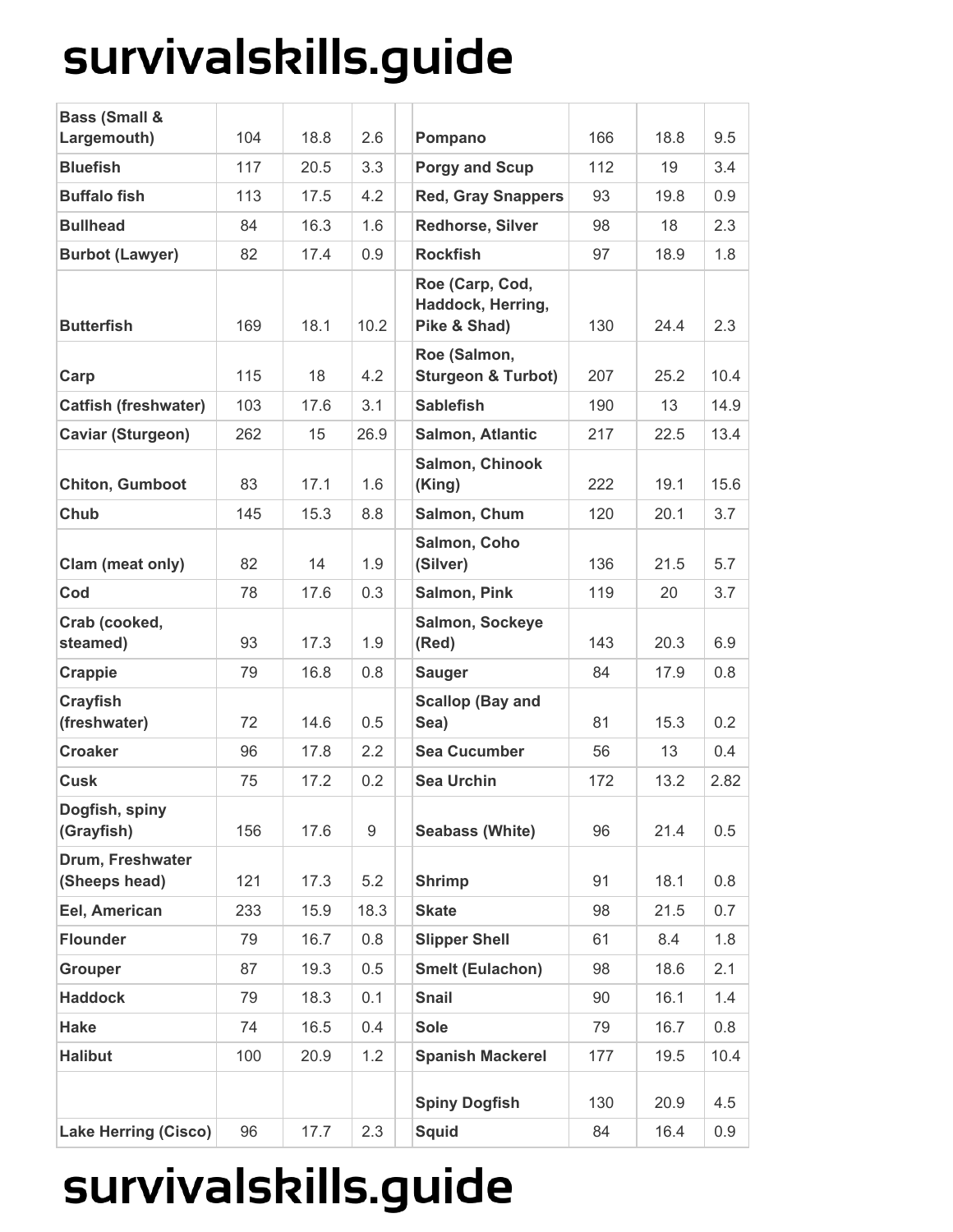| | | | |
|---|---|---|---|
| Bass (Small & Largemouth) | 104 | 18.8 | 2.6 |
| Bluefish | 117 | 20.5 | 3.3 |
| Buffalo fish | 113 | 17.5 | 4.2 |
| Bullhead | 84 | 16.3 | 1.6 |
| Burbot (Lawyer) | 82 | 17.4 | 0.9 |
| Butterfish | 169 | 18.1 | 10.2 |
| Carp | 115 | 18 | 4.2 |
| Catfish (freshwater) | 103 | 17.6 | 3.1 |
| Caviar (Sturgeon) | 262 | 15 | 26.9 |
| Chiton, Gumboot | 83 | 17.1 | 1.6 |
| Chub | 145 | 15.3 | 8.8 |
| Clam (meat only) | 82 | 14 | 1.9 |
| Cod | 78 | 17.6 | 0.3 |
| Crab (cooked, steamed) | 93 | 17.3 | 1.9 |
| Crappie | 79 | 16.8 | 0.8 |
| Crayfish (freshwater) | 72 | 14.6 | 0.5 |
| Croaker | 96 | 17.8 | 2.2 |
| Cusk | 75 | 17.2 | 0.2 |
| Dogfish, spiny (Grayfish) | 156 | 17.6 | 9 |
| Drum, Freshwater (Sheeps head) | 121 | 17.3 | 5.2 |
| Eel, American | 233 | 15.9 | 18.3 |
| Flounder | 79 | 16.7 | 0.8 |
| Grouper | 87 | 19.3 | 0.5 |
| Haddock | 79 | 18.3 | 0.1 |
| Hake | 74 | 16.5 | 0.4 |
| Halibut | 100 | 20.9 | 1.2 |
| | | | |
| Lake Herring (Cisco) | 96 | 17.7 | 2.3 |
| Pompano | 166 | 18.8 | 9.5 |
| Porgy and Scup | 112 | 19 | 3.4 |
| Red, Gray Snappers | 93 | 19.8 | 0.9 |
| Redhorse, Silver | 98 | 18 | 2.3 |
| Rockfish | 97 | 18.9 | 1.8 |
| Roe (Carp, Cod, Haddock, Herring, Pike & Shad) | 130 | 24.4 | 2.3 |
| Roe (Salmon, Sturgeon & Turbot) | 207 | 25.2 | 10.4 |
| Sablefish | 190 | 13 | 14.9 |
| Salmon, Atlantic | 217 | 22.5 | 13.4 |
| Salmon, Chinook (King) | 222 | 19.1 | 15.6 |
| Salmon, Chum | 120 | 20.1 | 3.7 |
| Salmon, Coho (Silver) | 136 | 21.5 | 5.7 |
| Salmon, Pink | 119 | 20 | 3.7 |
| Salmon, Sockeye (Red) | 143 | 20.3 | 6.9 |
| Sauger | 84 | 17.9 | 0.8 |
| Scallop (Bay and Sea) | 81 | 15.3 | 0.2 |
| Sea Cucumber | 56 | 13 | 0.4 |
| Sea Urchin | 172 | 13.2 | 2.82 |
| Seabass (White) | 96 | 21.4 | 0.5 |
| Shrimp | 91 | 18.1 | 0.8 |
| Skate | 98 | 21.5 | 0.7 |
| Slipper Shell | 61 | 8.4 | 1.8 |
| Smelt (Eulachon) | 98 | 18.6 | 2.1 |
| Snail | 90 | 16.1 | 1.4 |
| Sole | 79 | 16.7 | 0.8 |
| Spanish Mackerel | 177 | 19.5 | 10.4 |
| Spiny Dogfish | 130 | 20.9 | 4.5 |
| Squid | 84 | 16.4 | 0.9 |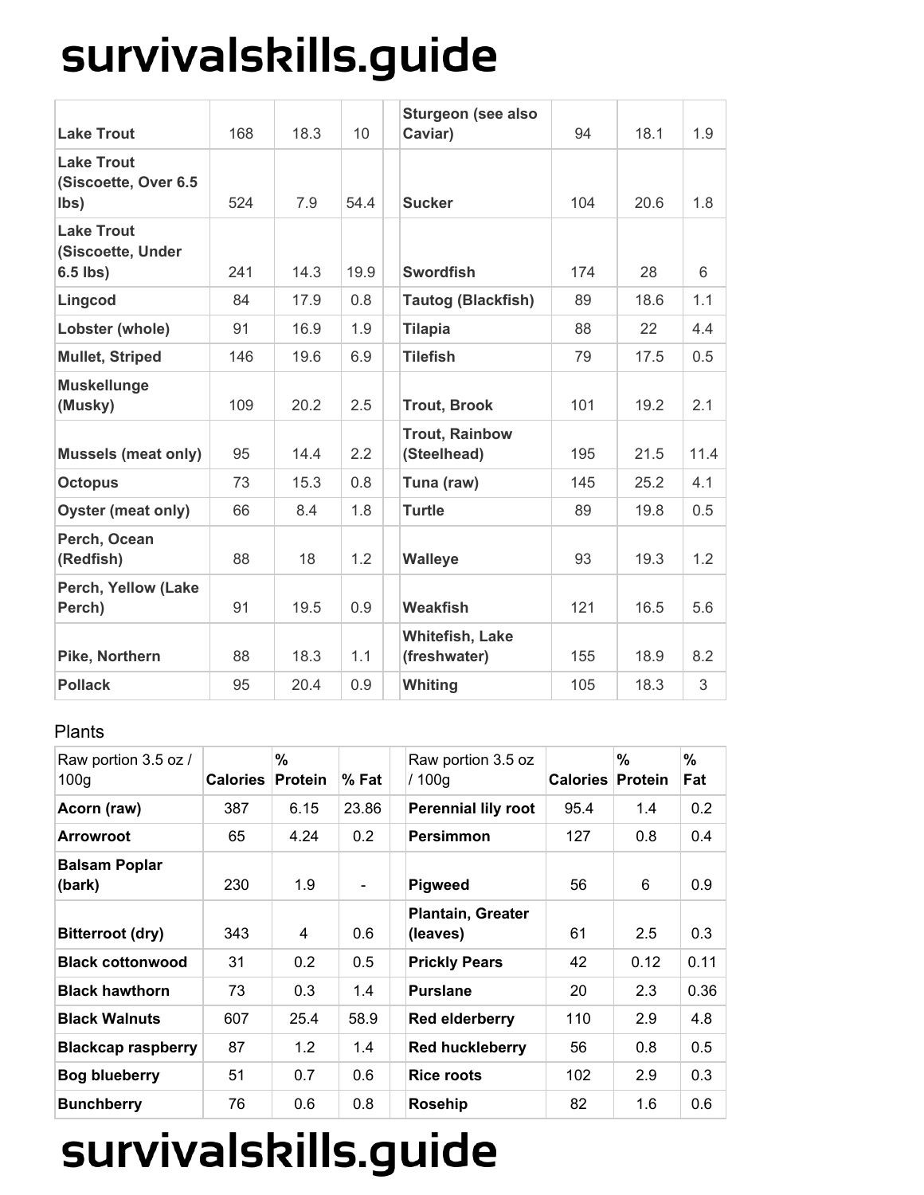| | | | | | | | |
|---|---|---|---|---|---|---|---|
| **Lake Trout** | 168 | 18.3 | 10 | **Sturgeon (see also Caviar)** | 94 | 18.1 | 1.9 |
| **Lake Trout (Siscoette, Over 6.5 lbs)** | 524 | 7.9 | 54.4 | **Sucker** | 104 | 20.6 | 1.8 |
| **Lake Trout (Siscoette, Under 6.5 lbs)** | 241 | 14.3 | 19.9 | **Swordfish** | 174 | 28 | 6 |
| **Lingcod** | 84 | 17.9 | 0.8 | **Tautog (Blackfish)** | 89 | 18.6 | 1.1 |
| **Lobster (whole)** | 91 | 16.9 | 1.9 | **Tilapia** | 88 | 22 | 4.4 |
| **Mullet, Striped** | 146 | 19.6 | 6.9 | **Tilefish** | 79 | 17.5 | 0.5 |
| **Muskellunge (Musky)** | 109 | 20.2 | 2.5 | **Trout, Brook** | 101 | 19.2 | 2.1 |
| **Mussels (meat only)** | 95 | 14.4 | 2.2 | **Trout, Rainbow (Steelhead)** | 195 | 21.5 | 11.4 |
| **Octopus** | 73 | 15.3 | 0.8 | **Tuna (raw)** | 145 | 25.2 | 4.1 |
| **Oyster (meat only)** | 66 | 8.4 | 1.8 | **Turtle** | 89 | 19.8 | 0.5 |
| **Perch, Ocean (Redfish)** | 88 | 18 | 1.2 | **Walleye** | 93 | 19.3 | 1.2 |
| **Perch, Yellow (Lake Perch)** | 91 | 19.5 | 0.9 | **Weakfish** | 121 | 16.5 | 5.6 |
| **Pike, Northern** | 88 | 18.3 | 1.1 | **Whitefish, Lake (freshwater)** | 155 | 18.9 | 8.2 |
| **Pollack** | 95 | 20.4 | 0.9 | **Whiting** | 105 | 18.3 | 3 |

Plants

| Raw portion 3.5 oz / 100g | Calories | % Protein | % Fat | Raw portion 3.5 oz / 100g | Calories | % Protein | % Fat |
|---|---|---|---|---|---|---|---|
| **Acorn (raw)** | 387 | 6.15 | 23.86 | **Perennial lily root** | 95.4 | 1.4 | 0.2 |
| **Arrowroot** | 65 | 4.24 | 0.2 | **Persimmon** | 127 | 0.8 | 0.4 |
| **Balsam Poplar (bark)** | 230 | 1.9 | - | **Pigweed** | 56 | 6 | 0.9 |
| **Bitterroot (dry)** | 343 | 4 | 0.6 | **Plantain, Greater (leaves)** | 61 | 2.5 | 0.3 |
| **Black cottonwood** | 31 | 0.2 | 0.5 | **Prickly Pears** | 42 | 0.12 | 0.11 |
| **Black hawthorn** | 73 | 0.3 | 1.4 | **Purslane** | 20 | 2.3 | 0.36 |
| **Black Walnuts** | 607 | 25.4 | 58.9 | **Red elderberry** | 110 | 2.9 | 4.8 |
| **Blackcap raspberry** | 87 | 1.2 | 1.4 | **Red huckleberry** | 56 | 0.8 | 0.5 |
| **Bog blueberry** | 51 | 0.7 | 0.6 | **Rice roots** | 102 | 2.9 | 0.3 |
| **Bunchberry** | 76 | 0.6 | 0.8 | **Rosehip** | 82 | 1.6 | 0.6 |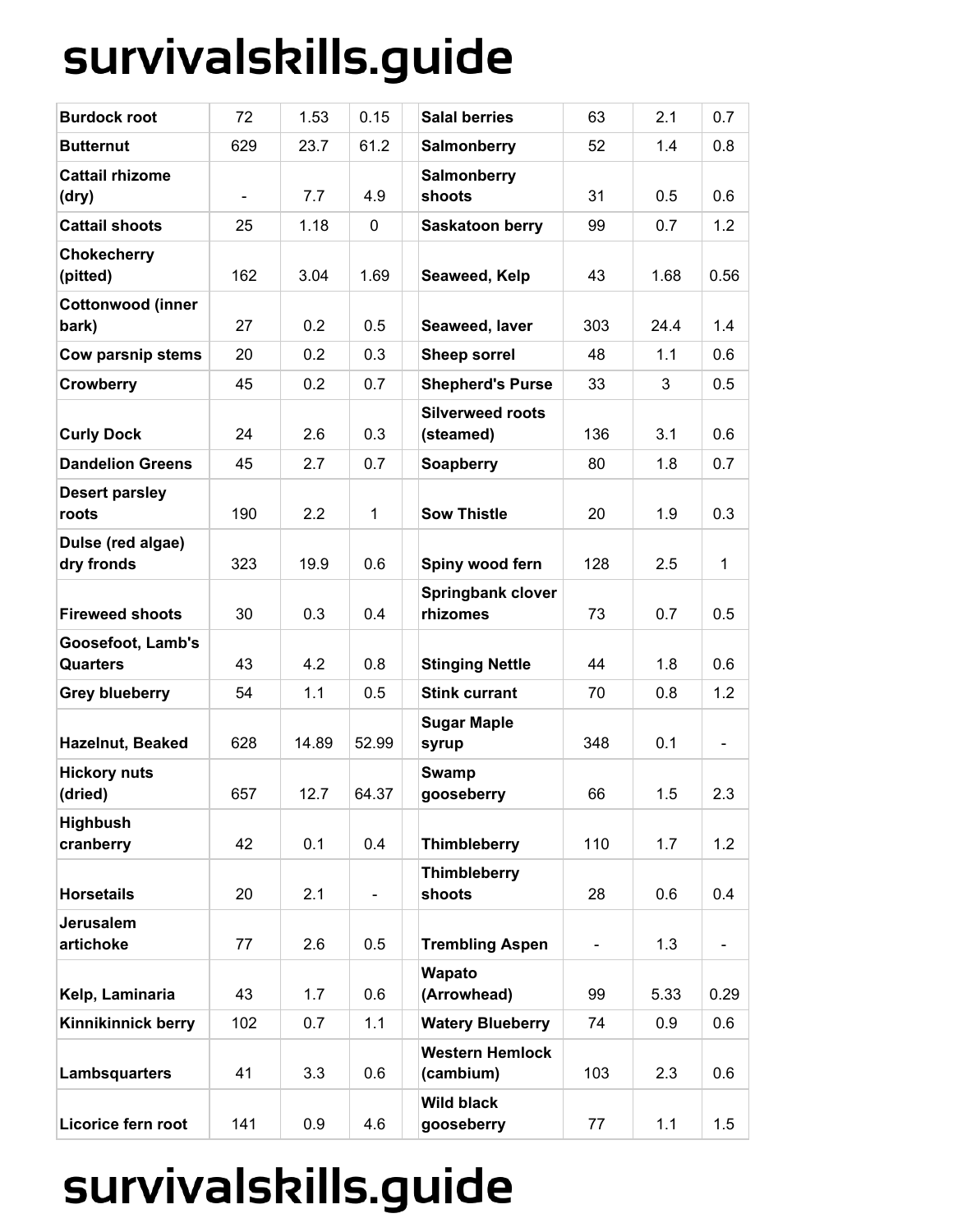| | | | | | | | | |
|---|---|---|---|---|---|---|---|---|
| **Burdock root** | 72 | 1.53 | 0.15 | | **Salal berries** | 63 | 2.1 | 0.7 |
| **Butternut** | 629 | 23.7 | 61.2 | | **Salmonberry** | 52 | 1.4 | 0.8 |
| **Cattail rhizome (dry)** | - | 7.7 | 4.9 | | **Salmonberry shoots** | 31 | 0.5 | 0.6 |
| **Cattail shoots** | 25 | 1.18 | 0 | | **Saskatoon berry** | 99 | 0.7 | 1.2 |
| **Chokecherry (pitted)** | 162 | 3.04 | 1.69 | | **Seaweed, Kelp** | 43 | 1.68 | 0.56 |
| **Cottonwood (inner bark)** | 27 | 0.2 | 0.5 | | **Seaweed, laver** | 303 | 24.4 | 1.4 |
| **Cow parsnip stems** | 20 | 0.2 | 0.3 | | **Sheep sorrel** | 48 | 1.1 | 0.6 |
| **Crowberry** | 45 | 0.2 | 0.7 | | **Shepherd's Purse** | 33 | 3 | 0.5 |
| **Curly Dock** | 24 | 2.6 | 0.3 | | **Silverweed roots (steamed)** | 136 | 3.1 | 0.6 |
| **Dandelion Greens** | 45 | 2.7 | 0.7 | | **Soapberry** | 80 | 1.8 | 0.7 |
| **Desert parsley roots** | 190 | 2.2 | 1 | | **Sow Thistle** | 20 | 1.9 | 0.3 |
| **Dulse (red algae) dry fronds** | 323 | 19.9 | 0.6 | | **Spiny wood fern** | 128 | 2.5 | 1 |
| **Fireweed shoots** | 30 | 0.3 | 0.4 | | **Springbank clover rhizomes** | 73 | 0.7 | 0.5 |
| **Goosefoot, Lamb's Quarters** | 43 | 4.2 | 0.8 | | **Stinging Nettle** | 44 | 1.8 | 0.6 |
| **Grey blueberry** | 54 | 1.1 | 0.5 | | **Stink currant** | 70 | 0.8 | 1.2 |
| **Hazelnut, Beaked** | 628 | 14.89 | 52.99 | | **Sugar Maple syrup** | 348 | 0.1 | - |
| **Hickory nuts (dried)** | 657 | 12.7 | 64.37 | | **Swamp gooseberry** | 66 | 1.5 | 2.3 |
| **Highbush cranberry** | 42 | 0.1 | 0.4 | | **Thimbleberry** | 110 | 1.7 | 1.2 |
| **Horsetails** | 20 | 2.1 | - | | **Thimbleberry shoots** | 28 | 0.6 | 0.4 |
| **Jerusalem artichoke** | 77 | 2.6 | 0.5 | | **Trembling Aspen** | - | 1.3 | - |
| **Kelp, Laminaria** | 43 | 1.7 | 0.6 | | **Wapato (Arrowhead)** | 99 | 5.33 | 0.29 |
| **Kinnikinnick berry** | 102 | 0.7 | 1.1 | | **Watery Blueberry** | 74 | 0.9 | 0.6 |
| **Lambsquarters** | 41 | 3.3 | 0.6 | | **Western Hemlock (cambium)** | 103 | 2.3 | 0.6 |
| **Licorice fern root** | 141 | 0.9 | 4.6 | | **Wild black gooseberry** | 77 | 1.1 | 1.5 |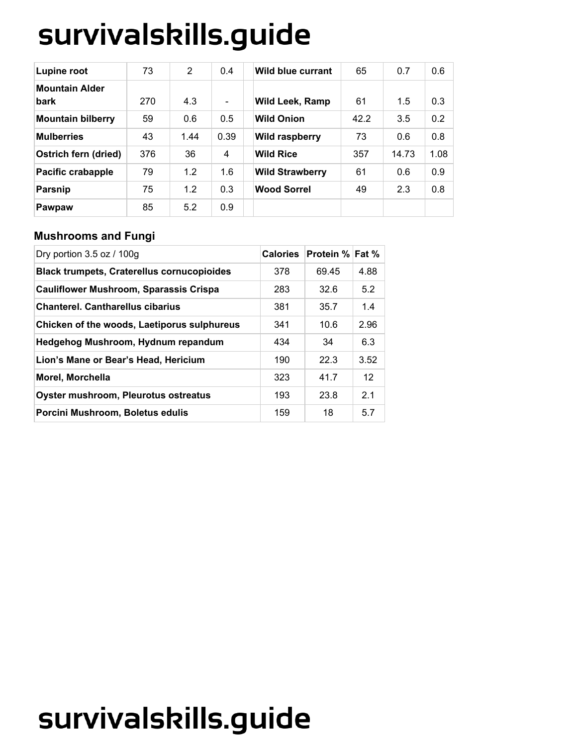| Lupine root | 73 | 2 | 0.4 | | Wild blue currant | 65 | 0.7 | 0.6 |
|---|---|---|---|---|---|---|---|---|
| Mountain Alder bark | 270 | 4.3 | - | | Wild Leek, Ramp | 61 | 1.5 | 0.3 |
| Mountain bilberry | 59 | 0.6 | 0.5 | | Wild Onion | 42.2 | 3.5 | 0.2 |
| Mulberries | 43 | 1.44 | 0.39 | | Wild raspberry | 73 | 0.6 | 0.8 |
| Ostrich fern (dried) | 376 | 36 | 4 | | Wild Rice | 357 | 14.73 | 1.08 |
| Pacific crabapple | 79 | 1.2 | 1.6 | | Wild Strawberry | 61 | 0.6 | 0.9 |
| Parsnip | 75 | 1.2 | 0.3 | | Wood Sorrel | 49 | 2.3 | 0.8 |
| Pawpaw | 85 | 5.2 | 0.9 | | | | | |

### Mushrooms and Fungi

| Dry portion 3.5 oz / 100g | Calories | Protein % | Fat % |
|---|---|---|---|
| **Black trumpets, Craterellus cornucopioides** | 378 | 69.45 | 4.88 |
| **Cauliflower Mushroom, Sparassis Crispa** | 283 | 32.6 | 5.2 |
| **Chanterel. Cantharellus cibarius** | 381 | 35.7 | 1.4 |
| **Chicken of the woods, Laetiporus sulphureus** | 341 | 10.6 | 2.96 |
| **Hedgehog Mushroom, Hydnum repandum** | 434 | 34 | 6.3 |
| **Lion's Mane or Bear's Head, Hericium** | 190 | 22.3 | 3.52 |
| **Morel, Morchella** | 323 | 41.7 | 12 |
| **Oyster mushroom, Pleurotus ostreatus** | 193 | 23.8 | 2.1 |
| **Porcini Mushroom, Boletus edulis** | 159 | 18 | 5.7 |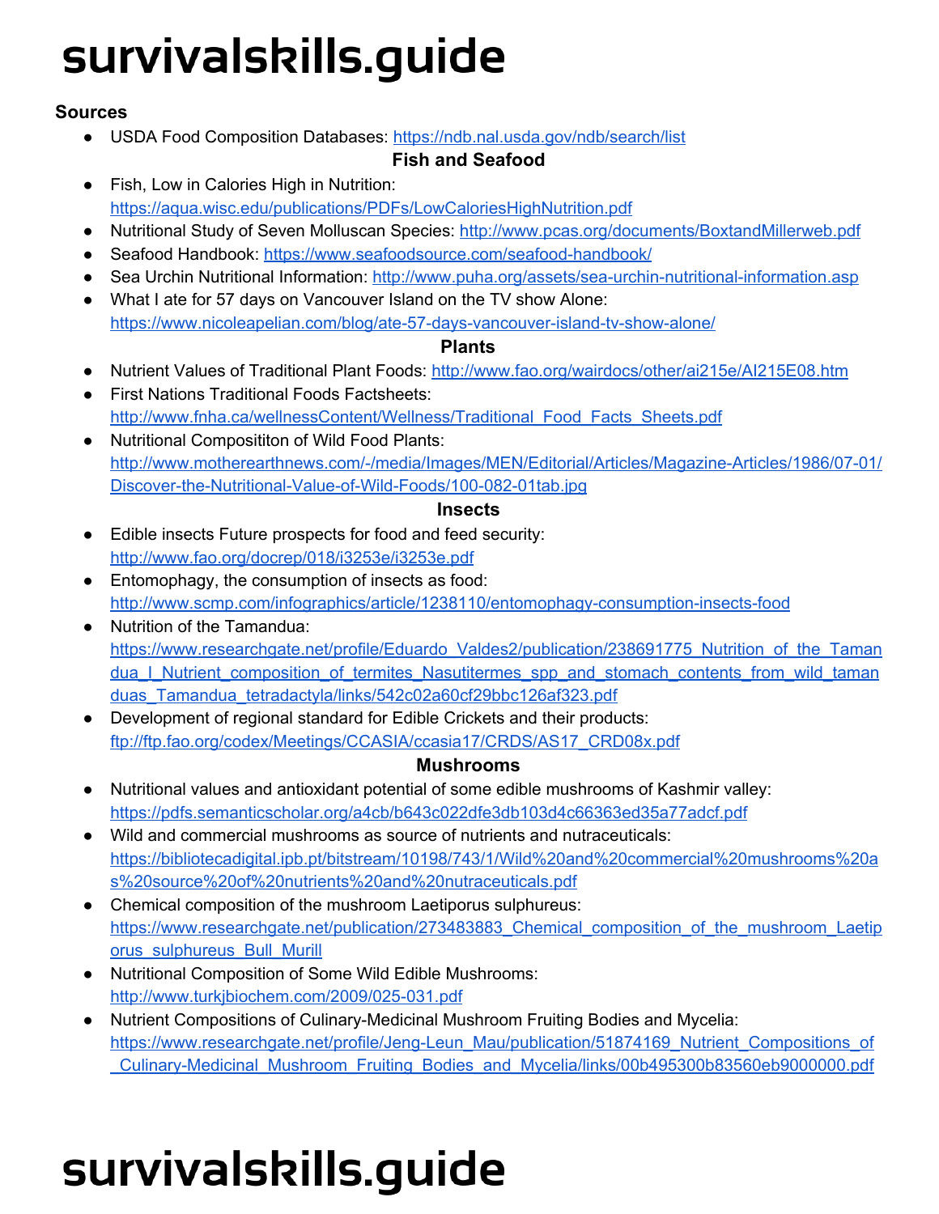## Sources

- USDA Food Composition Databases: https://ndb.nal.usda.gov/ndb/search/list

### Fish and Seafood

- Fish, Low in Calories High in Nutrition: https://aqua.wisc.edu/publications/PDFs/LowCaloriesHighNutrition.pdf
- Nutritional Study of Seven Molluscan Species: http://www.pcas.org/documents/BoxtandMillerweb.pdf
- Seafood Handbook: https://www.seafoodsource.com/seafood-handbook/
- Sea Urchin Nutritional Information: http://www.puha.org/assets/sea-urchin-nutritional-information.asp
- What I ate for 57 days on Vancouver Island on the TV show Alone: https://www.nicoleapelian.com/blog/ate-57-days-vancouver-island-tv-show-alone/

### Plants

- Nutrient Values of Traditional Plant Foods: http://www.fao.org/wairdocs/other/ai215e/AI215E08.htm
- First Nations Traditional Foods Factsheets: http://www.fnha.ca/wellnessContent/Wellness/Traditional_Food_Facts_Sheets.pdf
- Nutritional Composititon of Wild Food Plants: http://www.motherearthnews.com/-/media/Images/MEN/Editorial/Articles/Magazine-Articles/1986/07-01/Discover-the-Nutritional-Value-of-Wild-Foods/100-082-01tab.jpg

### Insects

- Edible insects Future prospects for food and feed security: http://www.fao.org/docrep/018/i3253e/i3253e.pdf
- Entomophagy, the consumption of insects as food: http://www.scmp.com/infographics/article/1238110/entomophagy-consumption-insects-food
- Nutrition of the Tamandua: https://www.researchgate.net/profile/Eduardo_Valdes2/publication/238691775_Nutrition_of_the_Tamandua_I_Nutrient_composition_of_termites_Nasutitermes_spp_and_stomach_contents_from_wild_tamanduas_Tamandua_tetradactyla/links/542c02a60cf29bbc126af323.pdf
- Development of regional standard for Edible Crickets and their products: ftp://ftp.fao.org/codex/Meetings/CCASIA/ccasia17/CRDS/AS17_CRD08x.pdf

### Mushrooms

- Nutritional values and antioxidant potential of some edible mushrooms of Kashmir valley: https://pdfs.semanticscholar.org/a4cb/b643c022dfe3db103d4c66363ed35a77adcf.pdf
- Wild and commercial mushrooms as source of nutrients and nutraceuticals: https://bibliotecadigital.ipb.pt/bitstream/10198/743/1/Wild%20and%20commercial%20mushrooms%20as%20source%20of%20nutrients%20and%20nutraceuticals.pdf
- Chemical composition of the mushroom Laetiporus sulphureus: https://www.researchgate.net/publication/273483883_Chemical_composition_of_the_mushroom_Laetiporus_sulphureus_Bull_Murill
- Nutritional Composition of Some Wild Edible Mushrooms: http://www.turkjbiochem.com/2009/025-031.pdf
- Nutrient Compositions of Culinary-Medicinal Mushroom Fruiting Bodies and Mycelia: https://www.researchgate.net/profile/Jeng-Leun_Mau/publication/51874169_Nutrient_Compositions_of_Culinary-Medicinal_Mushroom_Fruiting_Bodies_and_Mycelia/links/00b495300b83560eb9000000.pdf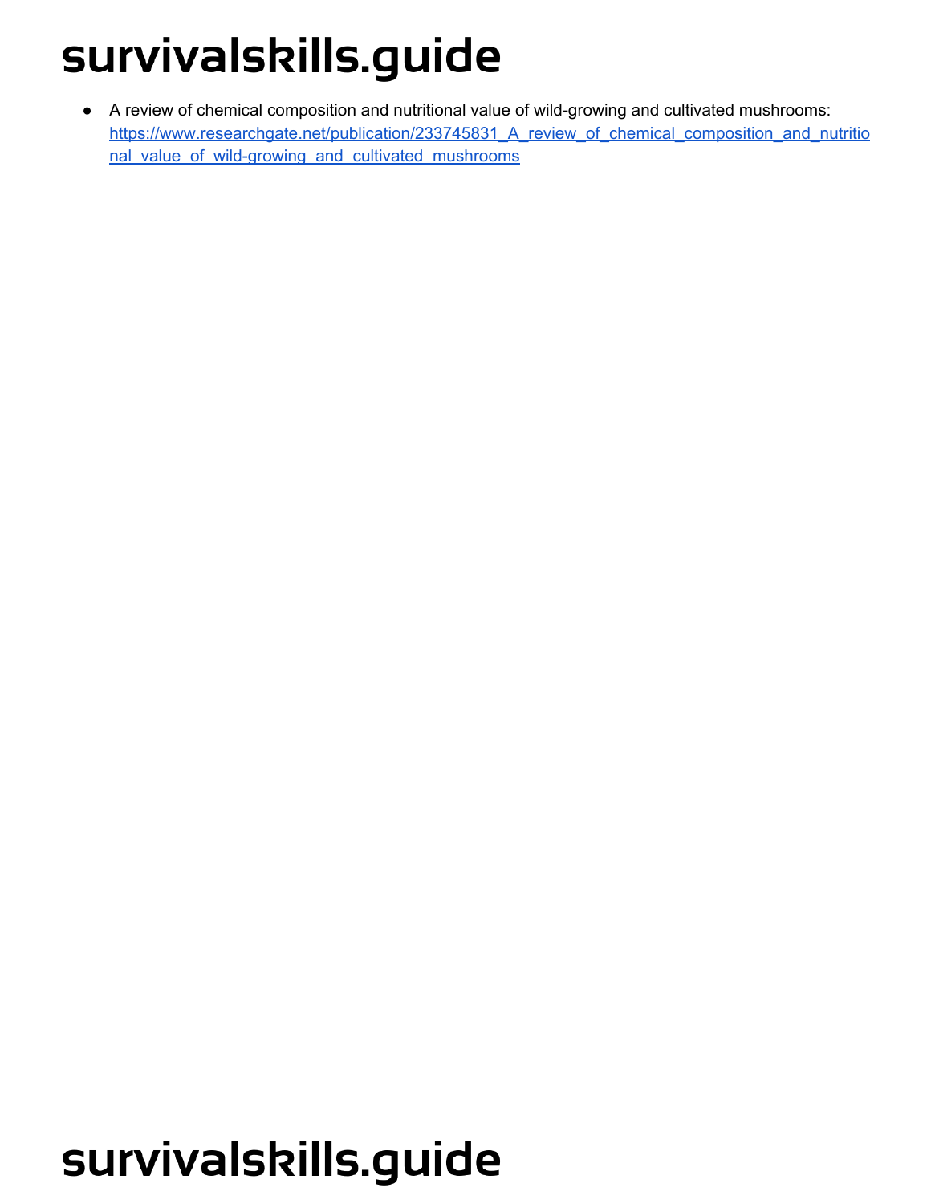- A review of chemical composition and nutritional value of wild-growing and cultivated mushrooms: https://www.researchgate.net/publication/233745831_A_review_of_chemical_composition_and_nutritional_value_of_wild-growing_and_cultivated_mushrooms